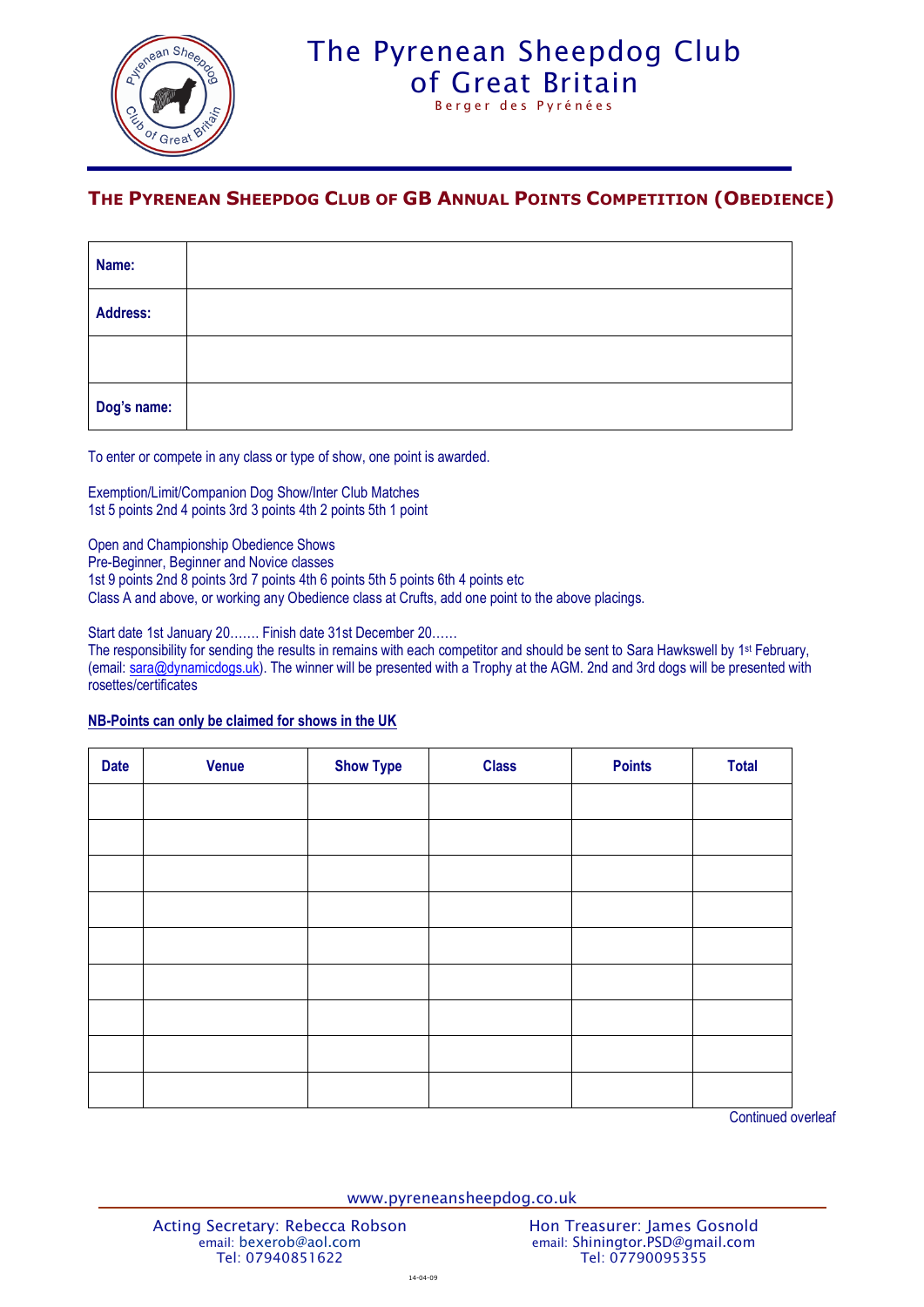# The Pyrenean Sheepdog Club of Great Britain

Berger des Pyrénées

## THE PYRENEAN SHEEPDOG CLUB OF GB ANNUAL POINTS COMPETITION (OBEDIENCE)

| Name: | |
|---|---|
| Address: | |
| | |
| Dog's name: | |

To enter or compete in any class or type of show, one point is awarded.

Exemption/Limit/Companion Dog Show/Inter Club Matches
1st 5 points 2nd 4 points 3rd 3 points 4th 2 points 5th 1 point

Open and Championship Obedience Shows
Pre-Beginner, Beginner and Novice classes
1st 9 points 2nd 8 points 3rd 7 points 4th 6 points 5th 5 points 6th 4 points etc
Class A and above, or working any Obedience class at Crufts, add one point to the above placings.

Start date 1st January 20……. Finish date 31st December 20……
The responsibility for sending the results in remains with each competitor and should be sent to Sara Hawkswell by 1st February, (email: sara@dynamicdogs.uk). The winner will be presented with a Trophy at the AGM. 2nd and 3rd dogs will be presented with rosettes/certificates

**NB-Points can only be claimed for shows in the UK**

| Date | Venue | Show Type | Class | Points | Total |
|---|---|---|---|---|---|
| | | | | | |
| | | | | | |
| | | | | | |
| | | | | | |
| | | | | | |
| | | | | | |
| | | | | | |
| | | | | | |
| | | | | | |

Continued overleaf

www.pyreneansheepdog.co.uk

Acting Secretary: Rebecca Robson
email: bexerob@aol.com
Tel: 07940851622

Hon Treasurer: James Gosnold
email: Shiningtor.PSD@gmail.com
Tel: 07790095355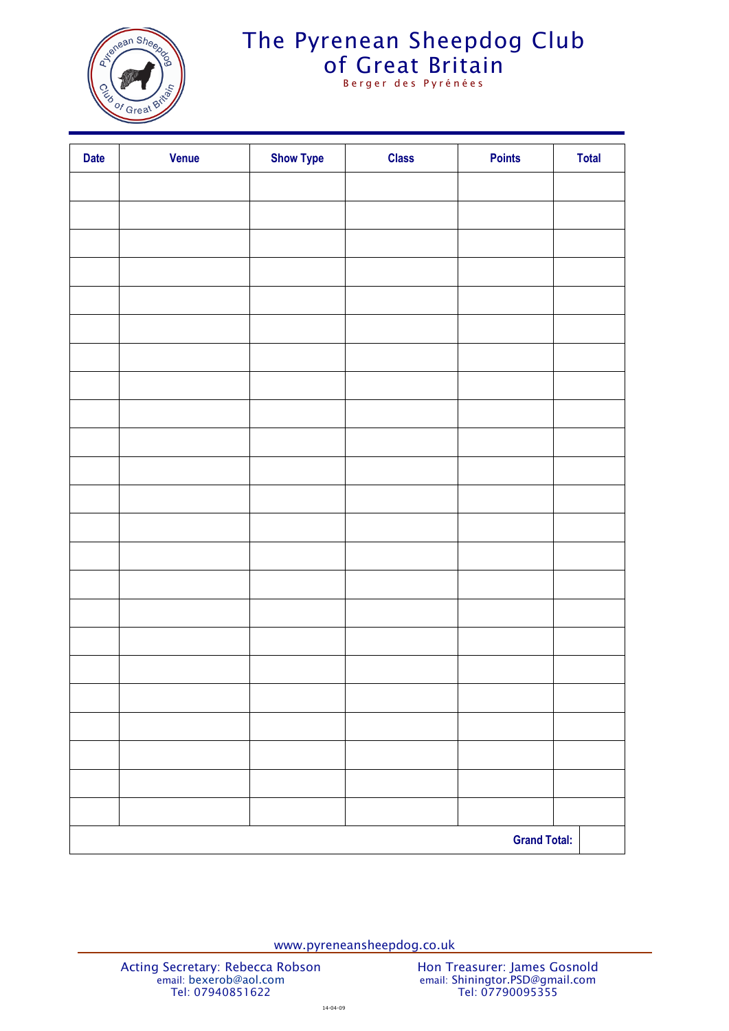# The Pyrenean Sheepdog Club of Great Britain

Berger des Pyrénées

| Date | Venue | Show Type | Class | Points | Total |
|---|---|---|---|---|---|
| | | | | | |
| | | | | | |
| | | | | | |
| | | | | | |
| | | | | | |
| | | | | | |
| | | | | | |
| | | | | | |
| | | | | | |
| | | | | | |
| | | | | | |
| | | | | | |
| | | | | | |
| | | | | | |
| | | | | | |
| | | | | | |
| | | | | | |
| | | | | | |
| | | | | | |
| | | | | | |
| | | | | | |
| | | | | | |
| | | | | | |
| | | | | **Grand Total:** | |

www.pyreneansheepdog.co.uk

Acting Secretary: Rebecca Robson
email: bexerob@aol.com
Tel: 07940851622

Hon Treasurer: James Gosnold
email: Shiningtor.PSD@gmail.com
Tel: 07790095355

14-04-09